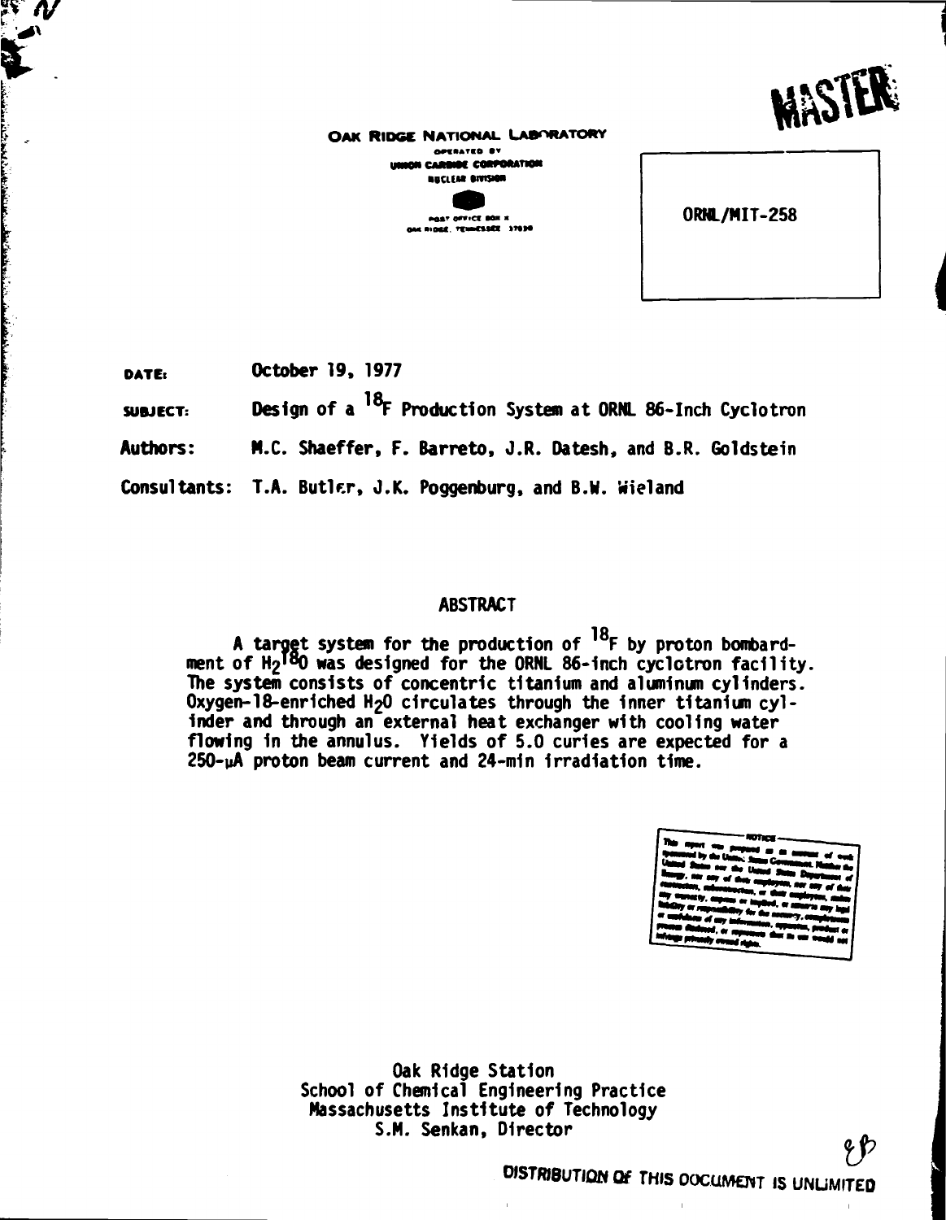MASTER

**OAK RIDGE NATIONAL LABORATORY**
OPERATED BY
UNION CARBIDE CORPORATION
NUCLEAR DIVISION

POST OFFICE BOX X
OAK RIDGE, TENNESSEE 37830

ORNL/MIT-258

**DATE:** October 19, 1977

**SUBJECT:** Design of a $^{18}F$ Production System at ORNL 86-Inch Cyclotron

**Authors:** M.C. Shaeffer, F. Barreto, J.R. Datesh, and B.R. Goldstein

**Consultants:** T.A. Butler, J.K. Poggenburg, and B.W. Wieland

## ABSTRACT

A target system for the production of $^{18}F$ by proton bombardment of $H_2{}^{18}O$ was designed for the ORNL 86-inch cyclotron facility. The system consists of concentric titanium and aluminum cylinders. Oxygen-18-enriched $H_2O$ circulates through the inner titanium cylinder and through an external heat exchanger with cooling water flowing in the annulus. Yields of 5.0 curies are expected for a 250-μA proton beam current and 24-min irradiation time.

NOTICE
This report was prepared as an account of work sponsored by the United States Government. Neither the United States nor the United States Department of Energy, nor any of their employees, nor any of their contractors, subcontractors, or their employees, makes any warranty, express or implied, or assumes any legal liability or responsibility for the accuracy, completeness or usefulness of any information, apparatus, product or process disclosed, or represents that its use would not infringe privately owned rights.

Oak Ridge Station
School of Chemical Engineering Practice
Massachusetts Institute of Technology
S.M. Senkan, Director

DISTRIBUTION OF THIS DOCUMENT IS UNLIMITED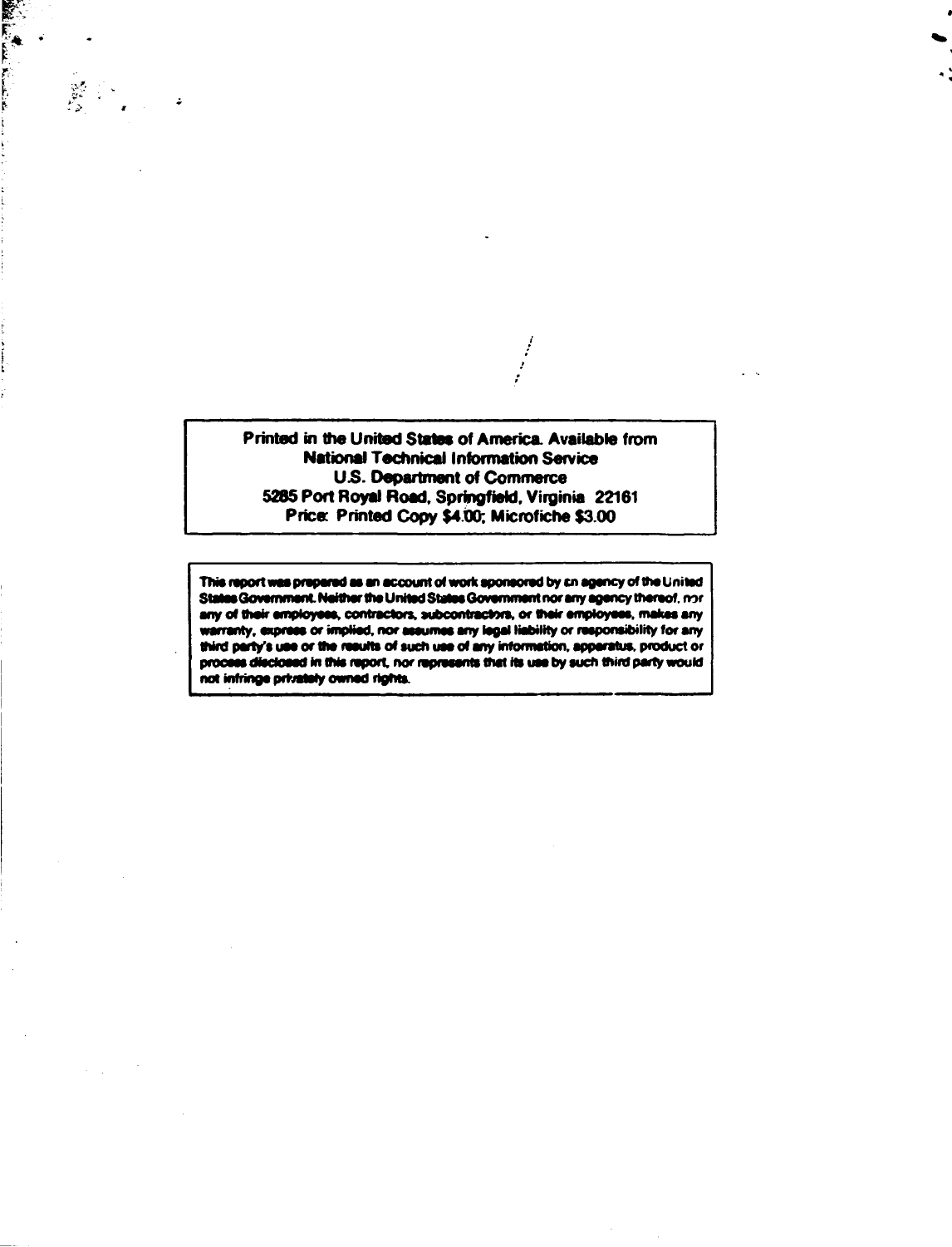Printed in the United States of America. Available from
National Technical Information Service
U.S. Department of Commerce
5285 Port Royal Road, Springfield, Virginia 22161
Price: Printed Copy $4.00; Microfiche $3.00

This report was prepared as an account of work sponsored by an agency of the United States Government. Neither the United States Government nor any agency thereof, nor any of their employees, contractors, subcontractors, or their employees, makes any warranty, express or implied, nor assumes any legal liability or responsibility for any third party's use or the results of such use of any information, apparatus, product or process disclosed in this report, nor represents that its use by such third party would not infringe privately owned rights.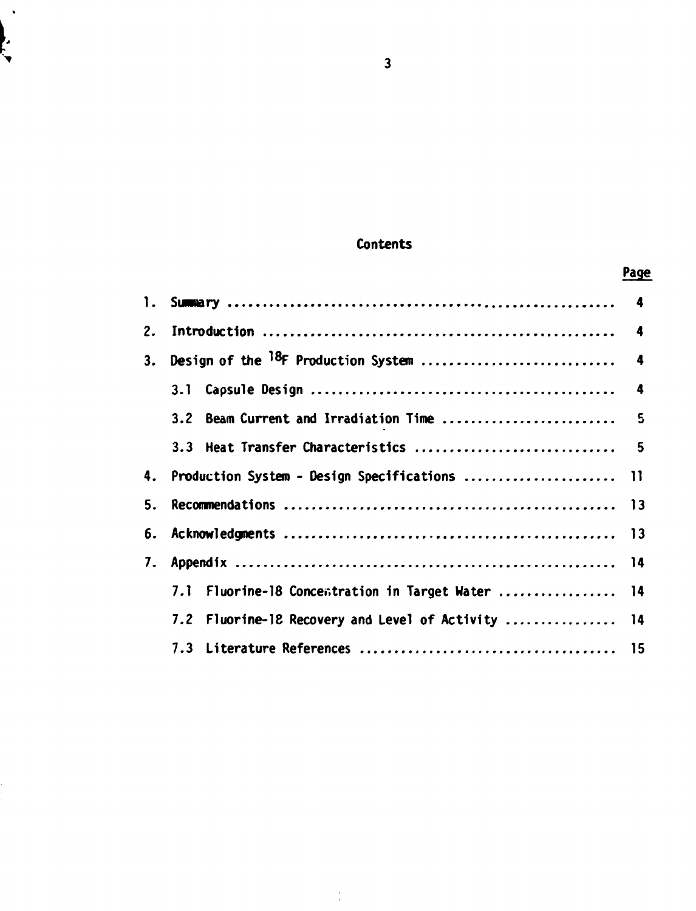## Contents

| | | Page |
|---|---|---|
| 1. | Summary | 4 |
| 2. | Introduction | 4 |
| 3. | Design of the $^{18}F$ Production System | 4 |
| | 3.1 Capsule Design | 4 |
| | 3.2 Beam Current and Irradiation Time | 5 |
| | 3.3 Heat Transfer Characteristics | 5 |
| 4. | Production System - Design Specifications | 11 |
| 5. | Recommendations | 13 |
| 6. | Acknowledgments | 13 |
| 7. | Appendix | 14 |
| | 7.1 Fluorine-18 Concentration in Target Water | 14 |
| | 7.2 Fluorine-18 Recovery and Level of Activity | 14 |
| | 7.3 Literature References | 15 |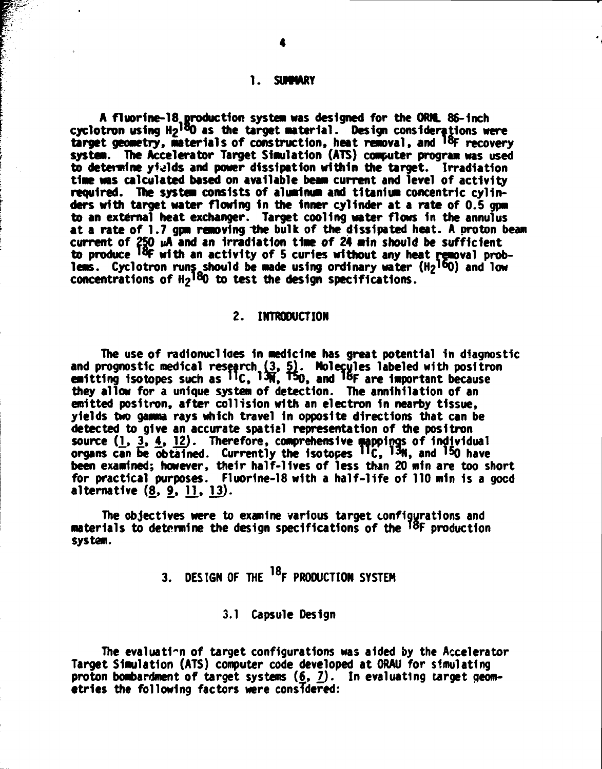## 1. SUMMARY

A fluorine-18 production system was designed for the ORNL 86-inch cyclotron using $H_2{}^{18}O$ as the target material. Design considerations were target geometry, materials of construction, heat removal, and $^{18}F$ recovery system. The Accelerator Target Simulation (ATS) computer program was used to determine yields and power dissipation within the target. Irradiation time was calculated based on available beam current and level of activity required. The system consists of aluminum and titanium concentric cylinders with target water flowing in the inner cylinder at a rate of 0.5 gpm to an external heat exchanger. Target cooling water flows in the annulus at a rate of 1.7 gpm removing the bulk of the dissipated heat. A proton beam current of 250 $\mu$A and an irradiation time of 24 min should be sufficient to produce $^{18}F$ with an activity of 5 curies without any heat removal problems. Cyclotron runs should be made using ordinary water ($H_2{}^{16}O$) and low concentrations of $H_2{}^{18}O$ to test the design specifications.

## 2. INTRODUCTION

The use of radionuclides in medicine has great potential in diagnostic and prognostic medical research (3, 5). Molecules labeled with positron emitting isotopes such as $^{11}C$, $^{13}N$, $^{15}O$, and $^{18}F$ are important because they allow for a unique system of detection. The annihilation of an emitted positron, after collision with an electron in nearby tissue, yields two gamma rays which travel in opposite directions that can be detected to give an accurate spatial representation of the positron source (1, 3, 4, 12). Therefore, comprehensive mappings of individual organs can be obtained. Currently the isotopes $^{11}C$, $^{13}N$, and $^{15}O$ have been examined; however, their half-lives of less than 20 min are too short for practical purposes. Fluorine-18 with a half-life of 110 min is a good alternative (8, 9, 11, 13).

The objectives were to examine various target configurations and materials to determine the design specifications of the $^{18}F$ production system.

## 3. DESIGN OF THE $^{18}F$ PRODUCTION SYSTEM

### 3.1 Capsule Design

The evaluation of target configurations was aided by the Accelerator Target Simulation (ATS) computer code developed at ORAU for simulating proton bombardment of target systems (6, 7). In evaluating target geometries the following factors were considered: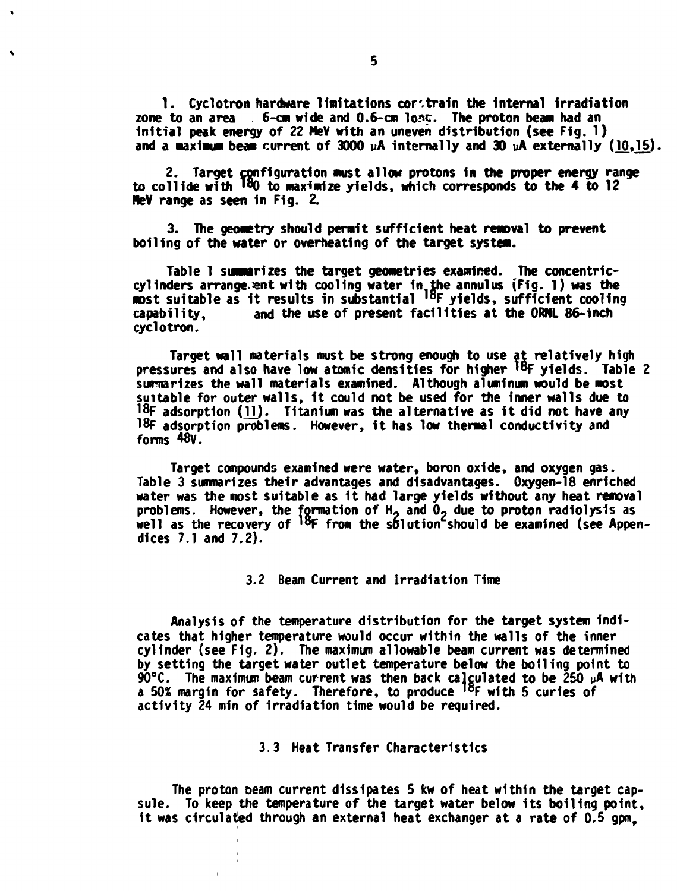1. Cyclotron hardware limitations constrain the internal irradiation zone to an area 6-cm wide and 0.6-cm long. The proton beam had an initial peak energy of 22 MeV with an uneven distribution (see Fig. 1) and a maximum beam current of 3000 μA internally and 30 μA externally (10,15).

2. Target configuration must allow protons in the proper energy range to collide with $^{18}O$ to maximize yields, which corresponds to the 4 to 12 MeV range as seen in Fig. 2.

3. The geometry should permit sufficient heat removal to prevent boiling of the water or overheating of the target system.

Table 1 summarizes the target geometries examined. The concentric-cylinders arrangement with cooling water in the annulus (Fig. 1) was the most suitable as it results in substantial $^{18}F$ yields, sufficient cooling capability, and the use of present facilities at the ORNL 86-inch cyclotron.

Target wall materials must be strong enough to use at relatively high pressures and also have low atomic densities for higher $^{18}F$ yields. Table 2 summarizes the wall materials examined. Although aluminum would be most suitable for outer walls, it could not be used for the inner walls due to $^{18}F$ adsorption (11). Titanium was the alternative as it did not have any $^{18}F$ adsorption problems. However, it has low thermal conductivity and forms $^{48}V$.

Target compounds examined were water, boron oxide, and oxygen gas. Table 3 summarizes their advantages and disadvantages. Oxygen-18 enriched water was the most suitable as it had large yields without any heat removal problems. However, the formation of $H_2$ and $O_2$ due to proton radiolysis as well as the recovery of $^{18}F$ from the solution should be examined (see Appendices 7.1 and 7.2).

### 3.2 Beam Current and Irradiation Time

Analysis of the temperature distribution for the target system indicates that higher temperature would occur within the walls of the inner cylinder (see Fig. 2). The maximum allowable beam current was determined by setting the target water outlet temperature below the boiling point to 90°C. The maximum beam current was then back calculated to be 250 μA with a 50% margin for safety. Therefore, to produce $^{18}F$ with 5 curies of activity 24 min of irradiation time would be required.

### 3.3 Heat Transfer Characteristics

The proton beam current dissipates 5 kw of heat within the target capsule. To keep the temperature of the target water below its boiling point, it was circulated through an external heat exchanger at a rate of 0.5 gpm,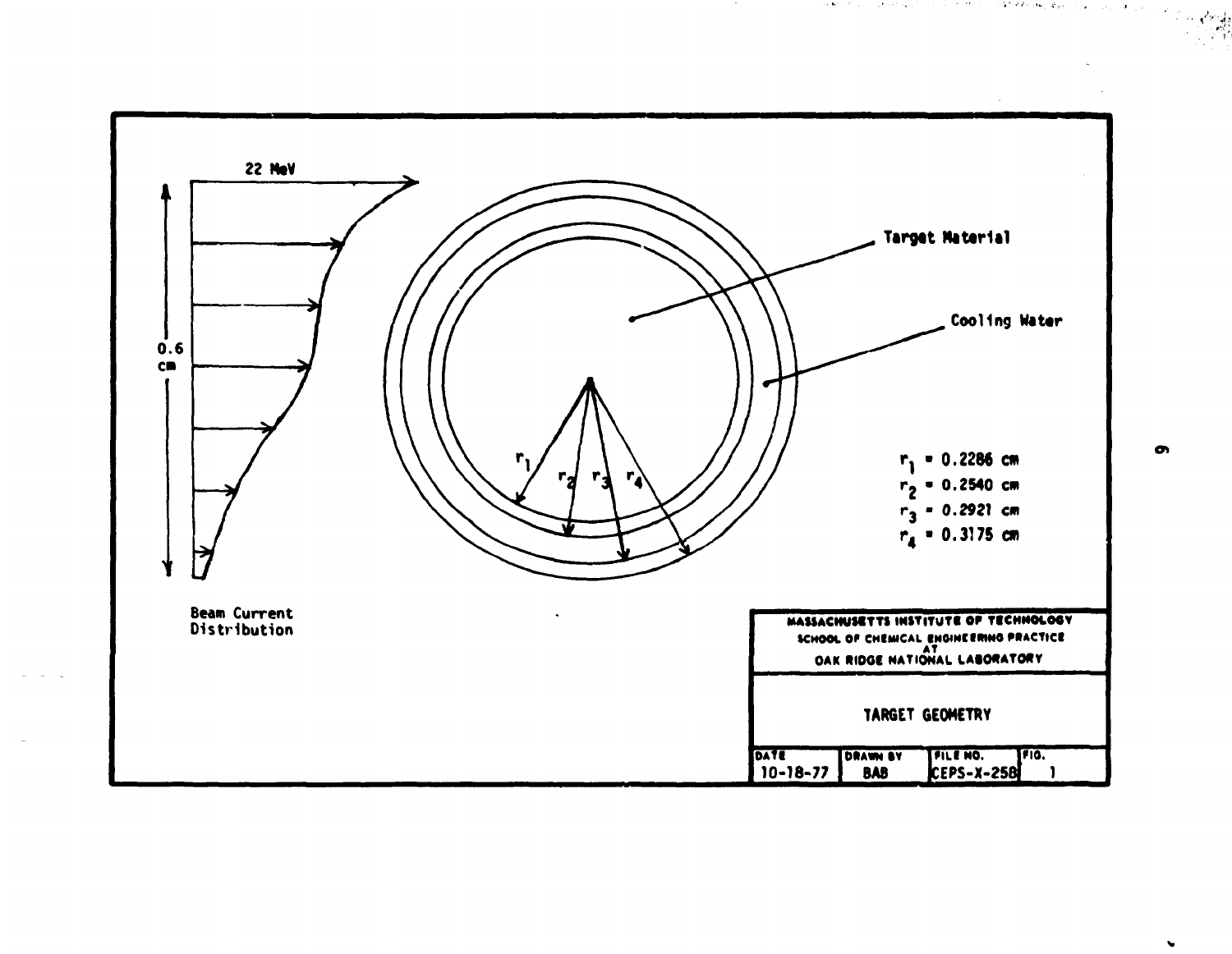22 MeV

0.6 cm

Beam Current Distribution

Target Material

Cooling Water

$r_1$ = 0.2286 cm
$r_2$ = 0.2540 cm
$r_3$ = 0.2921 cm
$r_4$ = 0.3175 cm

| MASSACHUSETTS INSTITUTE OF TECHNOLOGY SCHOOL OF CHEMICAL ENGINEERING PRACTICE AT OAK RIDGE NATIONAL LABORATORY | | | |
|---|---|---|---|
| TARGET GEOMETRY | | | |
| DATE | DRAWN BY | FILE NO. | FIG. |
| 10-18-77 | BAB | CEPS-X-258 | 1 |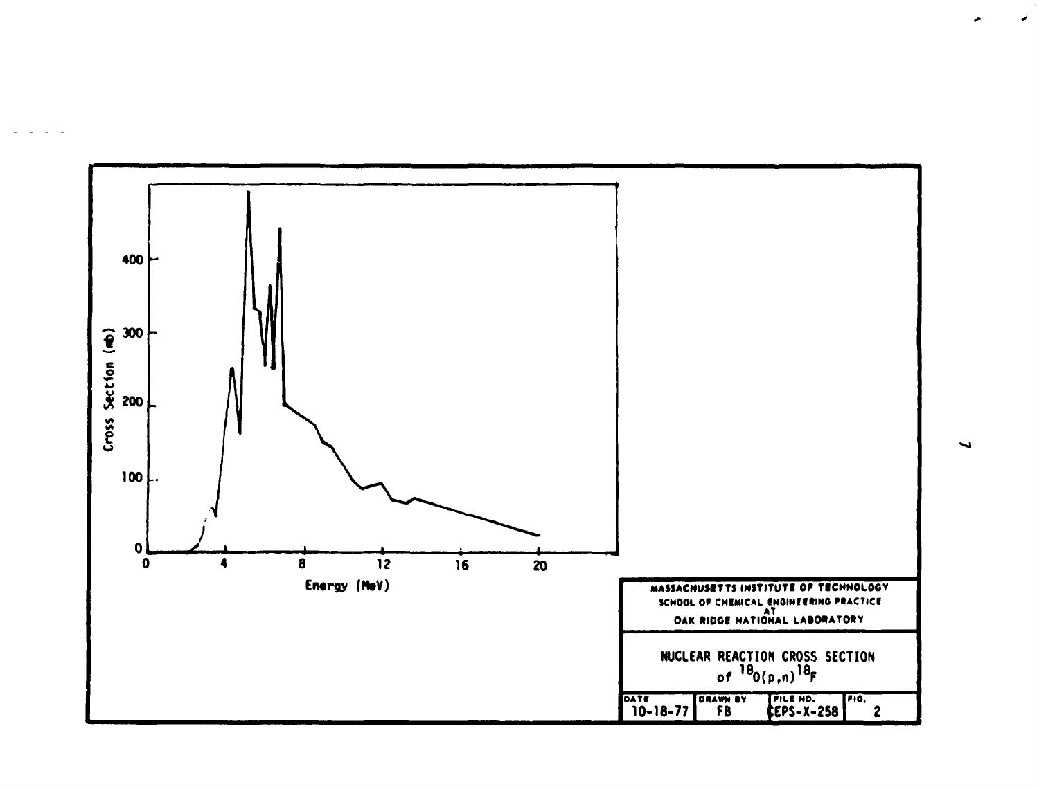MASSACHUSETTS INSTITUTE OF TECHNOLOGY
SCHOOL OF CHEMICAL ENGINEERING PRACTICE
AT
OAK RIDGE NATIONAL LABORATORY

NUCLEAR REACTION CROSS SECTION of $^{18}O(p,n)^{18}F$

| DATE | DRAWN BY | FILE NO. | FIG. |
| --- | --- | --- | --- |
| 10-18-77 | FB | CEPS-X-258 | 2 |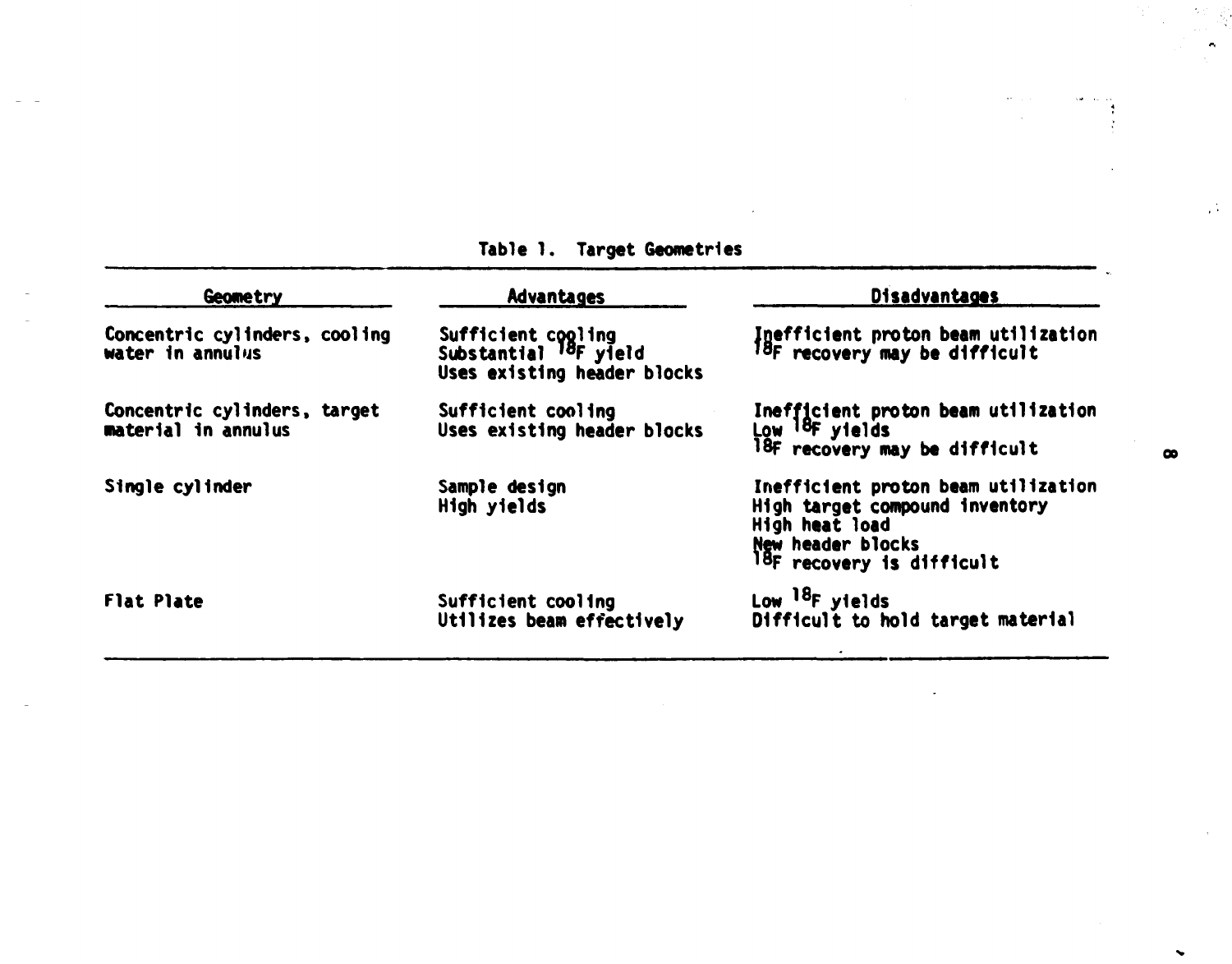Table 1. Target Geometries

| Geometry | Advantages | Disadvantages |
|---|---|---|
| Concentric cylinders, cooling water in annulus | Sufficient cooling<br>Substantial $^{18}F$ yield<br>Uses existing header blocks | Inefficient proton beam utilization<br>$^{18}F$ recovery may be difficult |
| Concentric cylinders, target material in annulus | Sufficient cooling<br>Uses existing header blocks | Inefficient proton beam utilization<br>Low $^{18}F$ yields<br>$^{18}F$ recovery may be difficult |
| Single cylinder | Sample design<br>High yields | Inefficient proton beam utilization<br>High target compound inventory<br>High heat load<br>New header blocks<br>$^{18}F$ recovery is difficult |
| Flat Plate | Sufficient cooling<br>Utilizes beam effectively | Low $^{18}F$ yields<br>Difficult to hold target material |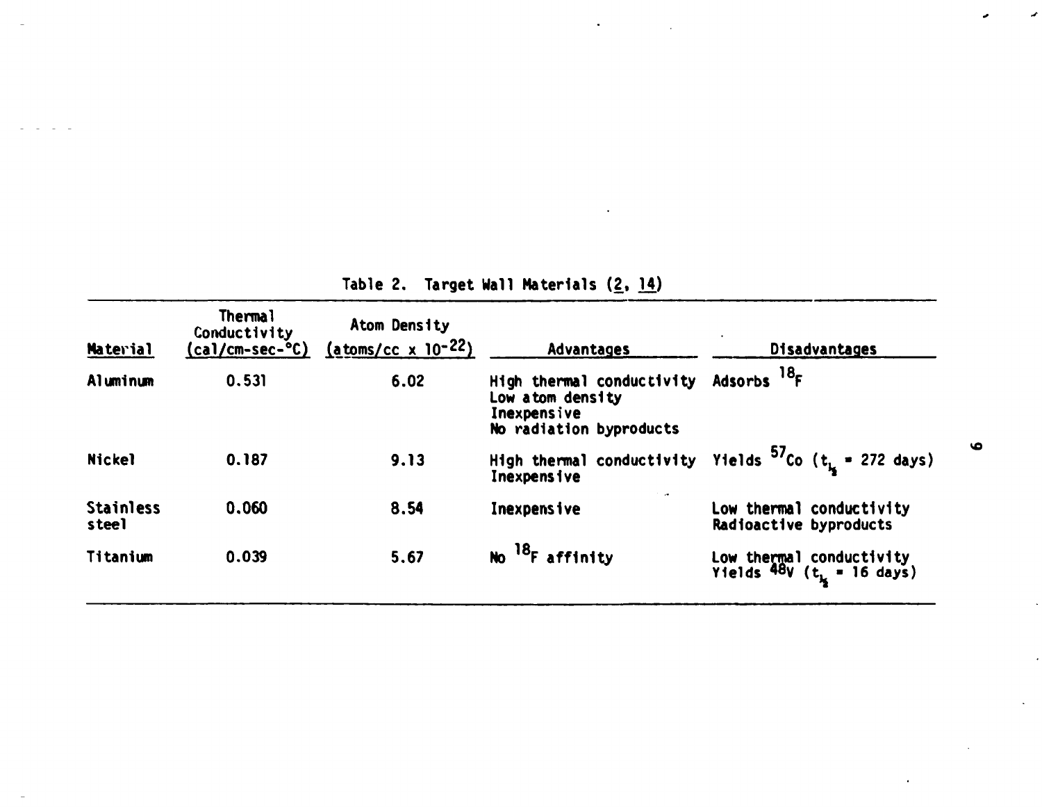Table 2. Target Wall Materials (2, 14)

| Material | Thermal Conductivity (cal/cm-sec-°C) | Atom Density (atoms/cc x $10^{-22}$) | Advantages | Disadvantages |
|---|---|---|---|---|
| Aluminum | 0.531 | 6.02 | High thermal conductivity<br>Low atom density<br>Inexpensive<br>No radiation byproducts | Adsorbs $^{18}F$ |
| Nickel | 0.187 | 9.13 | High thermal conductivity<br>Inexpensive | Yields $^{57}Co$ ($t_{1/2}$ = 272 days) |
| Stainless steel | 0.060 | 8.54 | Inexpensive | Low thermal conductivity<br>Radioactive byproducts |
| Titanium | 0.039 | 5.67 | No $^{18}F$ affinity | Low thermal conductivity<br>Yields $^{48}V$ ($t_{1/2}$ = 16 days) |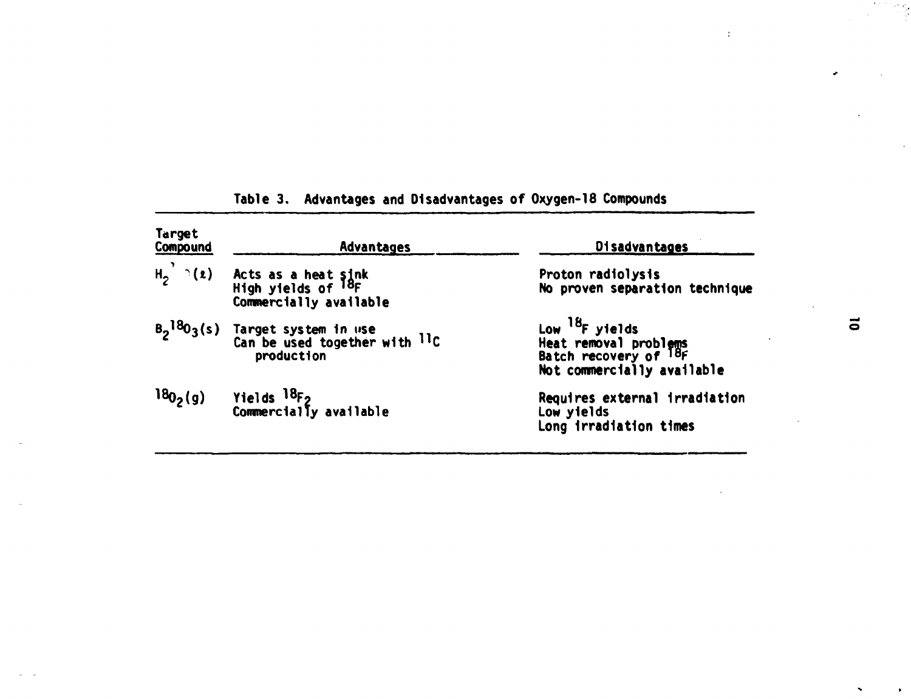Table 3. Advantages and Disadvantages of Oxygen-18 Compounds

| Target Compound | Advantages | Disadvantages |
|---|---|---|
| $H_2{}^{18}O(l)$ | Acts as a heat sink<br>High yields of $^{18}F$<br>Commercially available | Proton radiolysis<br>No proven separation technique |
| $B_2{}^{18}O_3(s)$ | Target system in use<br>Can be used together with $^{11}C$ production | Low $^{18}F$ yields<br>Heat removal problems<br>Batch recovery of $^{18}F$<br>Not commercially available |
| $^{18}O_2(g)$ | Yields $^{18}F_2$<br>Commercially available | Requires external irradiation<br>Low yields<br>Long irradiation times |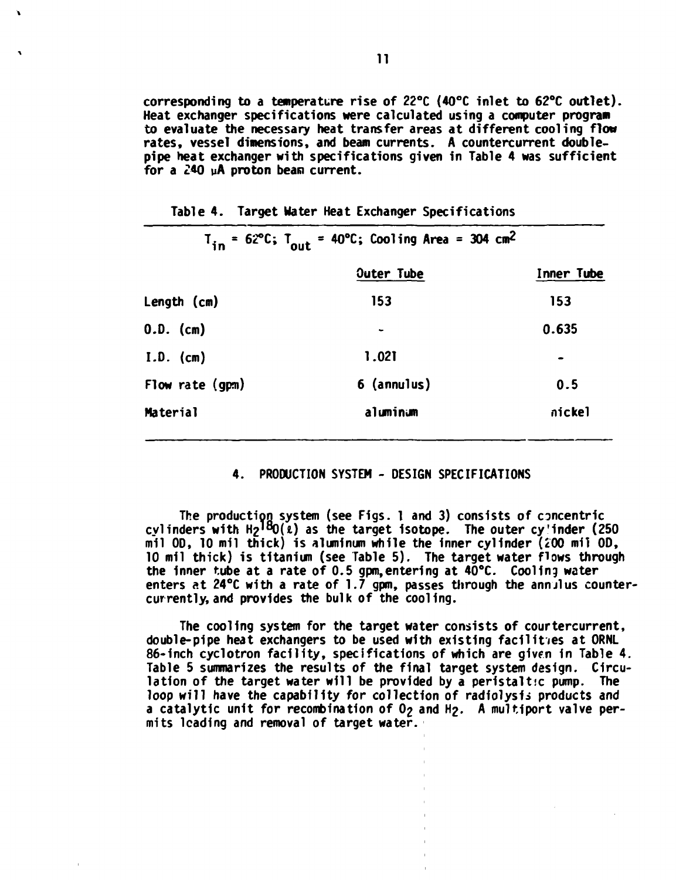corresponding to a temperature rise of 22°C (40°C inlet to 62°C outlet). Heat exchanger specifications were calculated using a computer program to evaluate the necessary heat transfer areas at different cooling flow rates, vessel dimensions, and beam currents. A countercurrent double-pipe heat exchanger with specifications given in Table 4 was sufficient for a 240 μA proton beam current.

Table 4. Target Water Heat Exchanger Specifications

$T_{in}$ = 62°C; $T_{out}$ = 40°C; Cooling Area = 304 $cm^2$

| | Outer Tube | Inner Tube |
|---|---|---|
| Length (cm) | 153 | 153 |
| O.D. (cm) | - | 0.635 |
| I.D. (cm) | 1.021 | - |
| Flow rate (gpm) | 6 (annulus) | 0.5 |
| Material | aluminum | nickel |

## 4. PRODUCTION SYSTEM - DESIGN SPECIFICATIONS

The production system (see Figs. 1 and 3) consists of concentric cylinders with $H_2{}^{18}O(\ell)$ as the target isotope. The outer cylinder (250 mil OD, 10 mil thick) is aluminum while the inner cylinder (200 mil OD, 10 mil thick) is titanium (see Table 5). The target water flows through the inner tube at a rate of 0.5 gpm, entering at 40°C. Cooling water enters at 24°C with a rate of 1.7 gpm, passes through the annulus countercurrently, and provides the bulk of the cooling.

The cooling system for the target water consists of courtercurrent, double-pipe heat exchangers to be used with existing facilities at ORNL 86-inch cyclotron facility, specifications of which are given in Table 4. Table 5 summarizes the results of the final target system design. Circulation of the target water will be provided by a peristaltic pump. The loop will have the capability for collection of radiolysis products and a catalytic unit for recombination of $O_2$ and $H_2$. A multiport valve permits loading and removal of target water.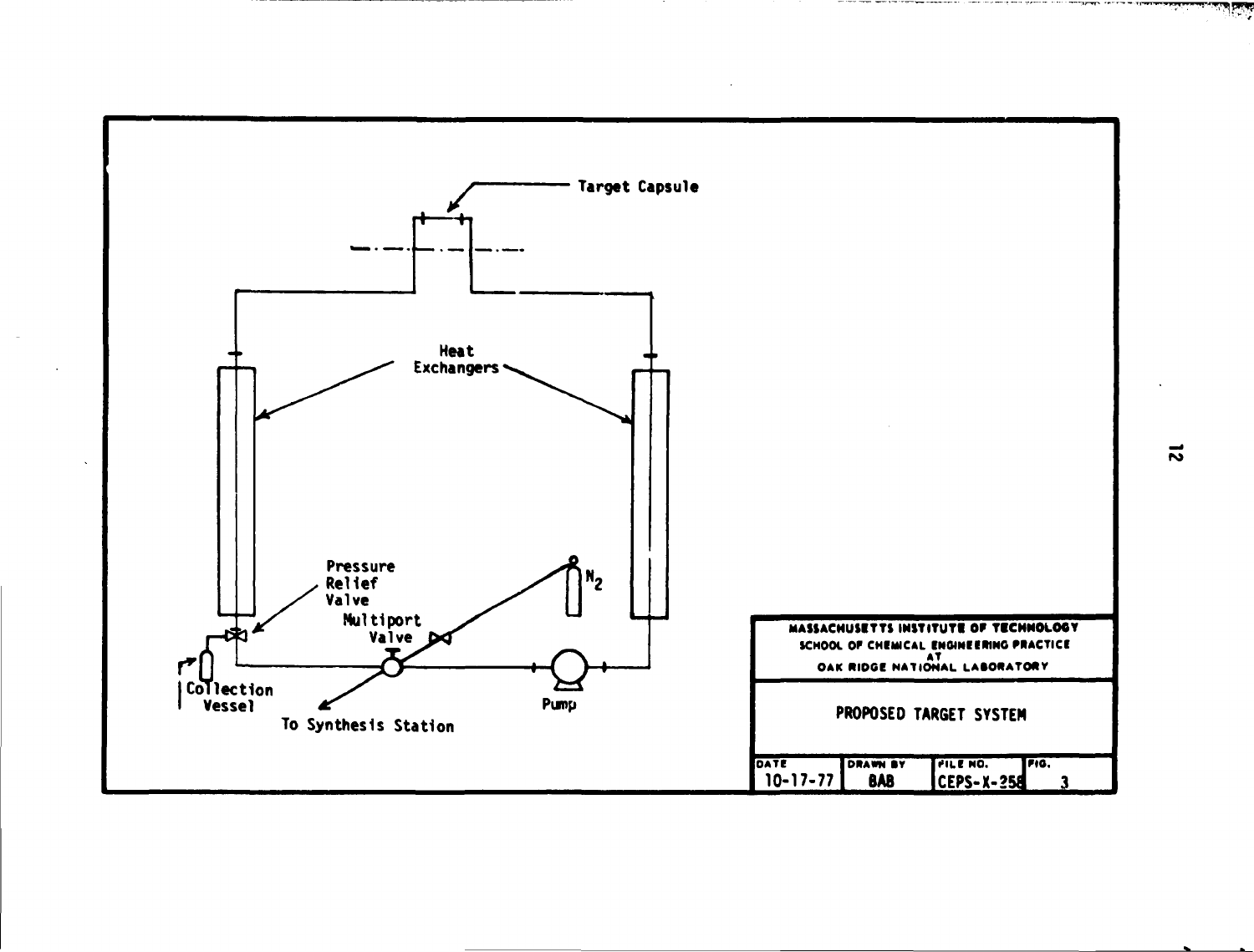Target Capsule

Heat Exchangers

Pressure Relief Valve

Multiport Valve

$N_2$

Collection Vessel

Pump

To Synthesis Station

| MASSACHUSETTS INSTITUTE OF TECHNOLOGY<br>SCHOOL OF CHEMICAL ENGINEERING PRACTICE<br>AT<br>OAK RIDGE NATIONAL LABORATORY | | | |
|---|---|---|---|
| PROPOSED TARGET SYSTEM | | | |
| DATE<br>10-17-77 | DRAWN BY<br>BAB | FILE NO.<br>CEPS-X-258 | FIG.<br>3 |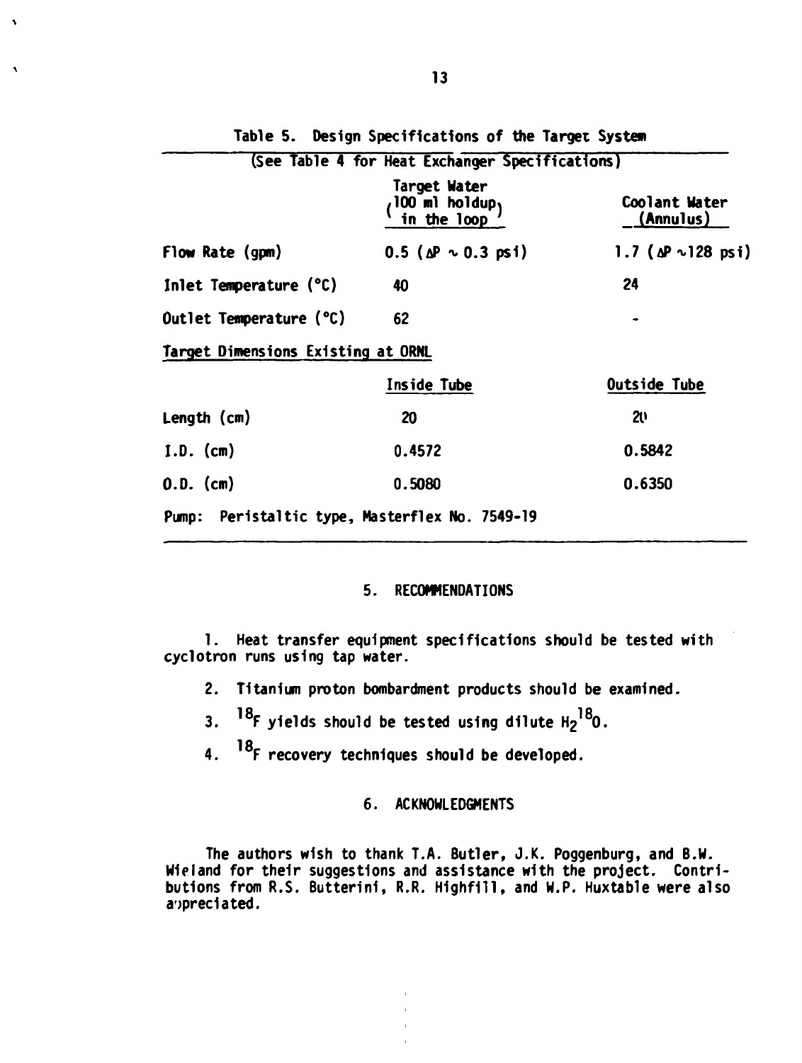Table 5. Design Specifications of the Target System

(See Table 4 for Heat Exchanger Specifications)

| | Target Water (100 ml holdup in the loop) | Coolant Water (Annulus) |
|---|---|---|
| Flow Rate (gpm) | 0.5 ($\Delta P \sim 0.3$ psi) | 1.7 ($\Delta P \sim 128$ psi) |
| Inlet Temperature (°C) | 40 | 24 |
| Outlet Temperature (°C) | 62 | - |
| Target Dimensions Existing at ORNL | | |
| | Inside Tube | Outside Tube |
| Length (cm) | 20 | 20 |
| I.D. (cm) | 0.4572 | 0.5842 |
| O.D. (cm) | 0.5080 | 0.6350 |
| Pump: Peristaltic type, Masterflex No. 7549-19 | | |

## 5. RECOMMENDATIONS

1. Heat transfer equipment specifications should be tested with cyclotron runs using tap water.
2. Titanium proton bombardment products should be examined.
3. $^{18}F$ yields should be tested using dilute $H_2{}^{18}O$.
4. $^{18}F$ recovery techniques should be developed.

## 6. ACKNOWLEDGMENTS

The authors wish to thank T.A. Butler, J.K. Poggenburg, and B.W. Wieland for their suggestions and assistance with the project. Contributions from R.S. Butterini, R.R. Highfill, and W.P. Huxtable were also appreciated.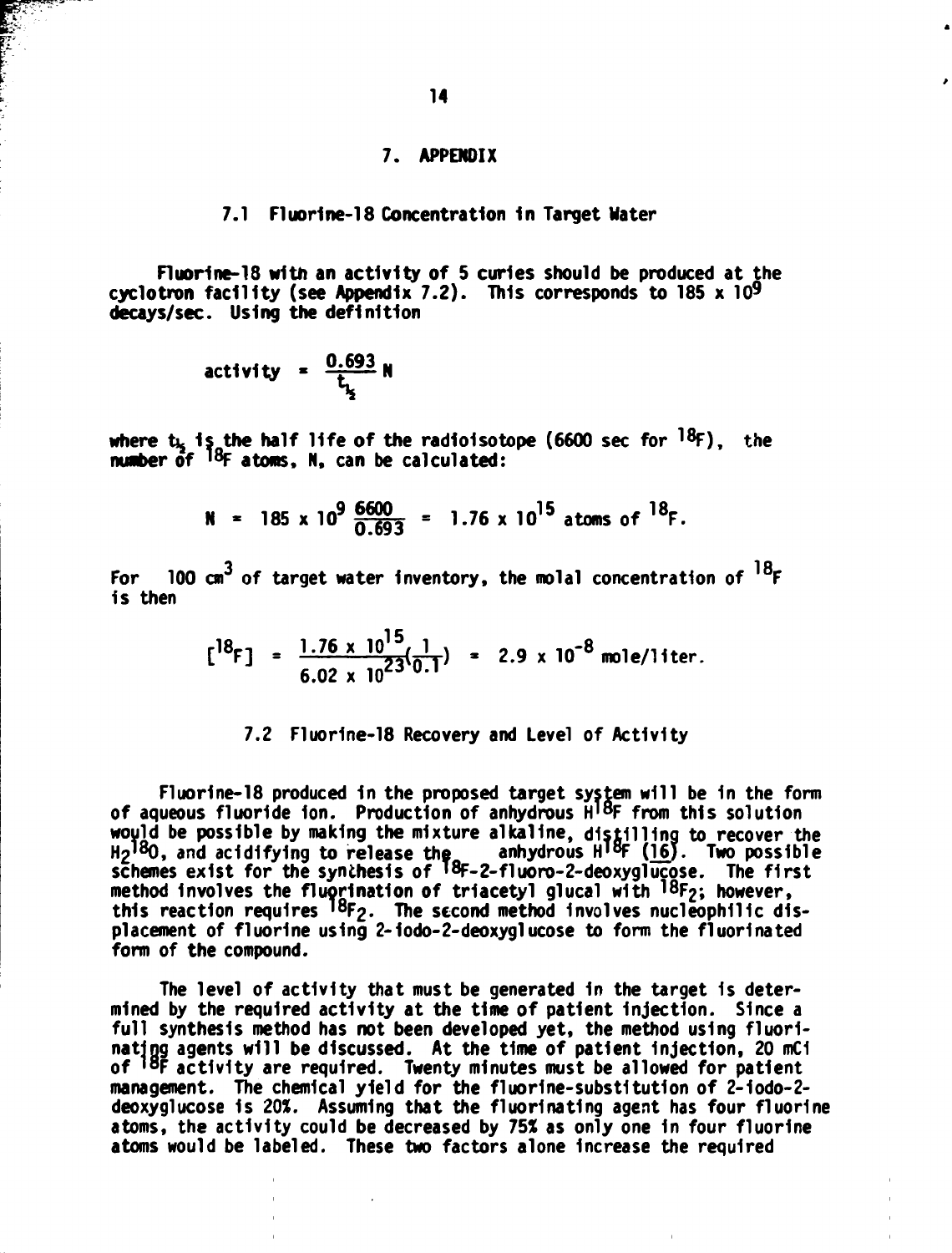# 7. APPENDIX

## 7.1 Fluorine-18 Concentration in Target Water

Fluorine-18 with an activity of 5 curies should be produced at the cyclotron facility (see Appendix 7.2). This corresponds to 185 x $10^9$ decays/sec. Using the definition

$$\text{activity} = \frac{0.693}{t_{\frac{1}{2}}} N$$

where $t_{\frac{1}{2}}$ is the half life of the radioisotope (6600 sec for $^{18}F$), the number of $^{18}F$ atoms, N, can be calculated:

$$N = 185 \times 10^9 \frac{6600}{0.693} = 1.76 \times 10^{15} \text{ atoms of } ^{18}F.$$

For 100 $cm^3$ of target water inventory, the molal concentration of $^{18}F$ is then

$$[^{18}F] = \frac{1.76 \times 10^{15}}{6.02 \times 10^{23}}\left(\frac{1}{0.1}\right) = 2.9 \times 10^{-8} \text{ mole/liter.}$$

## 7.2 Fluorine-18 Recovery and Level of Activity

Fluorine-18 produced in the proposed target system will be in the form of aqueous fluoride ion. Production of anhydrous $H^{18}F$ from this solution would be possible by making the mixture alkaline, distilling to recover the $H_2{}^{18}O$, and acidifying to release the anhydrous $H^{18}F$ (16). Two possible schemes exist for the synthesis of $^{18}F$-2-fluoro-2-deoxyglucose. The first method involves the fluorination of triacetyl glucal with $^{18}F_2$; however, this reaction requires $^{18}F_2$. The second method involves nucleophilic displacement of fluorine using 2-iodo-2-deoxyglucose to form the fluorinated form of the compound.

The level of activity that must be generated in the target is determined by the required activity at the time of patient injection. Since a full synthesis method has not been developed yet, the method using fluorinating agents will be discussed. At the time of patient injection, 20 mCi of $^{18}F$ activity are required. Twenty minutes must be allowed for patient management. The chemical yield for the fluorine-substitution of 2-iodo-2-deoxyglucose is 20%. Assuming that the fluorinating agent has four fluorine atoms, the activity could be decreased by 75% as only one in four fluorine atoms would be labeled. These two factors alone increase the required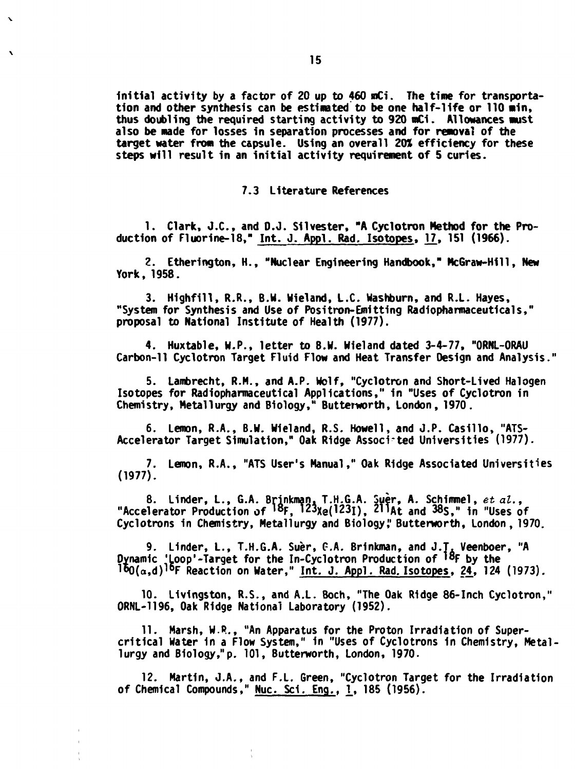initial activity by a factor of 20 up to 460 mCi. The time for transportation and other synthesis can be estimated to be one half-life or 110 min, thus doubling the required starting activity to 920 mCi. Allowances must also be made for losses in separation processes and for removal of the target water from the capsule. Using an overall 20% efficiency for these steps will result in an initial activity requirement of 5 curies.

### 7.3 Literature References

1. Clark, J.C., and D.J. Silvester, "A Cyclotron Method for the Production of Fluorine-18," Int. J. Appl. Rad. Isotopes, 17, 151 (1966).

2. Etherington, H., "Nuclear Engineering Handbook," McGraw-Hill, New York, 1958.

3. Highfill, R.R., B.W. Wieland, L.C. Washburn, and R.L. Hayes, "System for Synthesis and Use of Positron-Emitting Radiopharmaceuticals," proposal to National Institute of Health (1977).

4. Huxtable, W.P., letter to B.W. Wieland dated 3-4-77, "ORNL-ORAU Carbon-11 Cyclotron Target Fluid Flow and Heat Transfer Design and Analysis."

5. Lambrecht, R.M., and A.P. Wolf, "Cyclotron and Short-Lived Halogen Isotopes for Radiopharmaceutical Applications," in "Uses of Cyclotron in Chemistry, Metallurgy and Biology," Butterworth, London, 1970.

6. Lemon, R.A., B.W. Wieland, R.S. Howell, and J.P. Casillo, "ATS-Accelerator Target Simulation," Oak Ridge Associated Universities (1977).

7. Lemon, R.A., "ATS User's Manual," Oak Ridge Associated Universities (1977).

8. Linder, L., G.A. Brinkman, T.H.G.A. Suèr, A. Schimmel, *et al.*, "Accelerator Production of $^{18}F$, $^{123}Xe(^{123}I)$, $^{211}At$ and $^{38}S$," in "Uses of Cyclotrons in Chemistry, Metallurgy and Biology," Butterworth, London, 1970.

9. Linder, L., T.H.G.A. Suèr, G.A. Brinkman, and J.T. Veenboer, "A Dynamic 'Loop'-Target for the In-Cyclotron Production of $^{18}F$ by the $^{16}O(\alpha,d)^{18}F$ Reaction on Water," Int. J. Appl. Rad. Isotopes, 24, 124 (1973).

10. Livingston, R.S., and A.L. Boch, "The Oak Ridge 86-Inch Cyclotron," ORNL-1196, Oak Ridge National Laboratory (1952).

11. Marsh, W.R., "An Apparatus for the Proton Irradiation of Supercritical Water in a Flow System," in "Uses of Cyclotrons in Chemistry, Metallurgy and Biology," p. 101, Butterworth, London, 1970.

12. Martin, J.A., and F.L. Green, "Cyclotron Target for the Irradiation of Chemical Compounds," Nuc. Sci. Eng., 1, 185 (1956).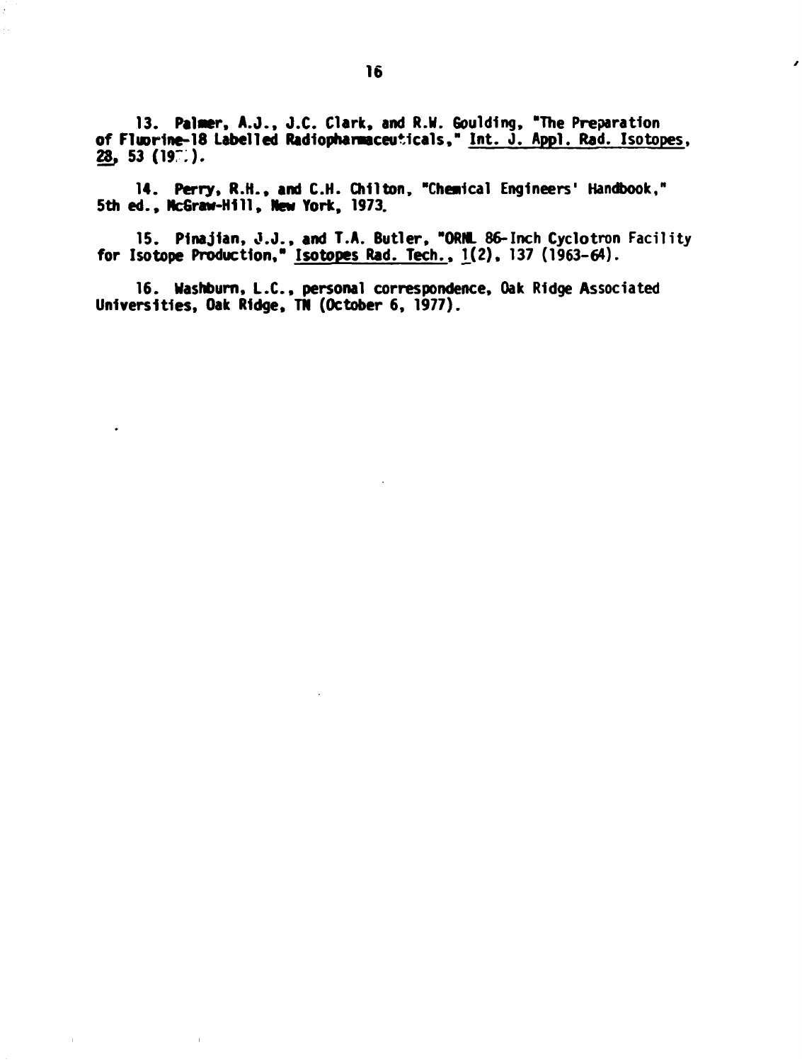13. Palmer, A.J., J.C. Clark, and R.W. Goulding, "The Preparation of Fluorine-18 Labelled Radiopharmaceuticals," Int. J. Appl. Rad. Isotopes, 28, 53 (197.).

14. Perry, R.H., and C.H. Chilton, "Chemical Engineers' Handbook," 5th ed., McGraw-Hill, New York, 1973.

15. Pinajian, J.J., and T.A. Butler, "ORNL 86-Inch Cyclotron Facility for Isotope Production," Isotopes Rad. Tech., 1(2), 137 (1963-64).

16. Washburn, L.C., personal correspondence, Oak Ridge Associated Universities, Oak Ridge, TN (October 6, 1977).